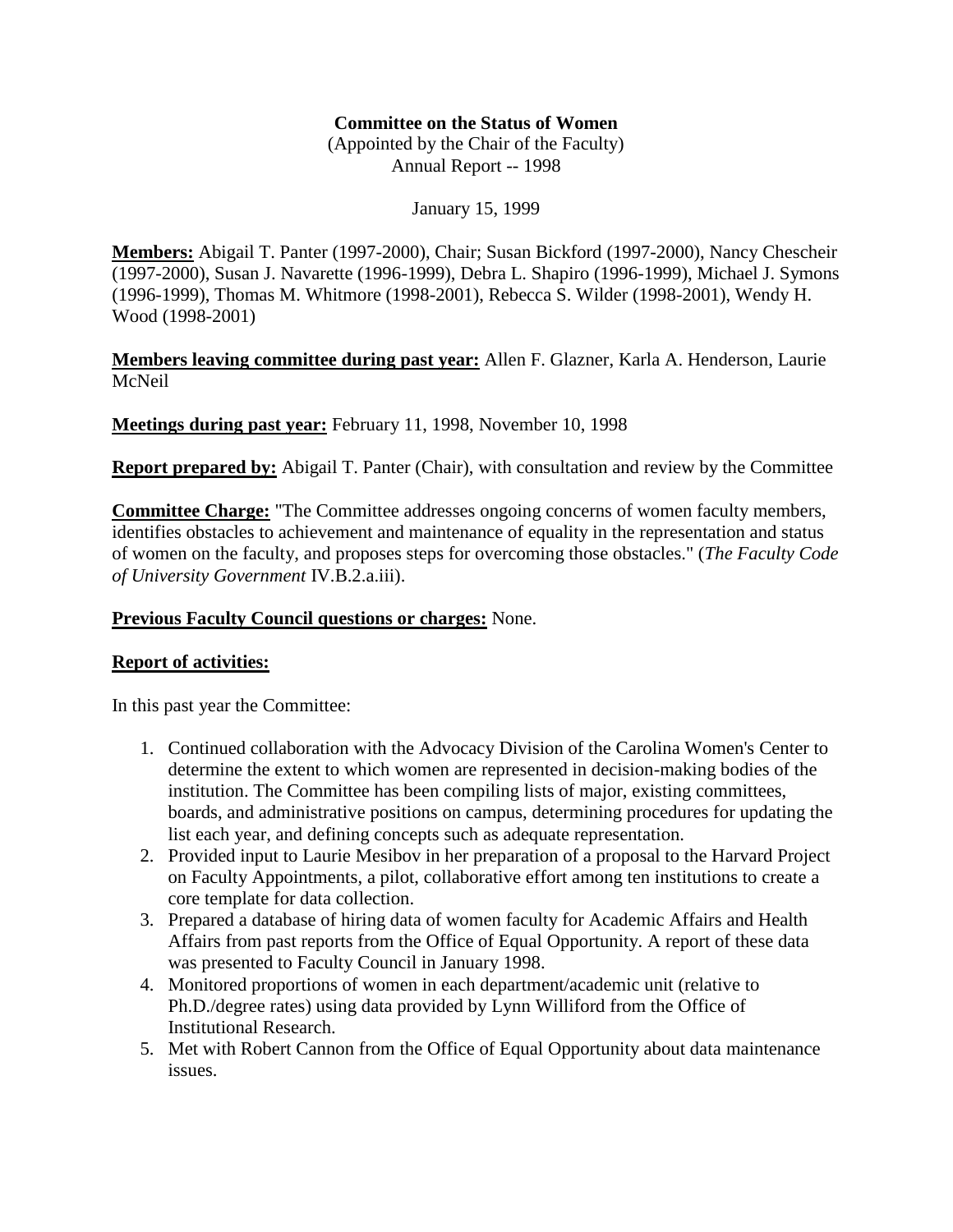**Committee on the Status of Women**
(Appointed by the Chair of the Faculty)
Annual Report -- 1998

January 15, 1999

**Members:** Abigail T. Panter (1997-2000), Chair; Susan Bickford (1997-2000), Nancy Chescheir (1997-2000), Susan J. Navarette (1996-1999), Debra L. Shapiro (1996-1999), Michael J. Symons (1996-1999), Thomas M. Whitmore (1998-2001), Rebecca S. Wilder (1998-2001), Wendy H. Wood (1998-2001)

**Members leaving committee during past year:** Allen F. Glazner, Karla A. Henderson, Laurie McNeil

**Meetings during past year:** February 11, 1998, November 10, 1998

**Report prepared by:** Abigail T. Panter (Chair), with consultation and review by the Committee

**Committee Charge:** "The Committee addresses ongoing concerns of women faculty members, identifies obstacles to achievement and maintenance of equality in the representation and status of women on the faculty, and proposes steps for overcoming those obstacles." (*The Faculty Code of University Government* IV.B.2.a.iii).

**Previous Faculty Council questions or charges:** None.

**Report of activities:**

In this past year the Committee:

1. Continued collaboration with the Advocacy Division of the Carolina Women's Center to determine the extent to which women are represented in decision-making bodies of the institution. The Committee has been compiling lists of major, existing committees, boards, and administrative positions on campus, determining procedures for updating the list each year, and defining concepts such as adequate representation.
2. Provided input to Laurie Mesibov in her preparation of a proposal to the Harvard Project on Faculty Appointments, a pilot, collaborative effort among ten institutions to create a core template for data collection.
3. Prepared a database of hiring data of women faculty for Academic Affairs and Health Affairs from past reports from the Office of Equal Opportunity. A report of these data was presented to Faculty Council in January 1998.
4. Monitored proportions of women in each department/academic unit (relative to Ph.D./degree rates) using data provided by Lynn Williford from the Office of Institutional Research.
5. Met with Robert Cannon from the Office of Equal Opportunity about data maintenance issues.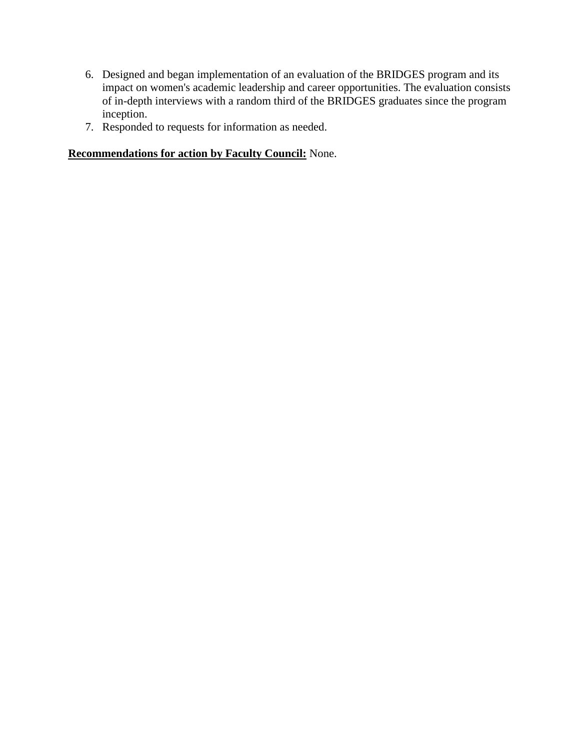6. Designed and began implementation of an evaluation of the BRIDGES program and its impact on women's academic leadership and career opportunities. The evaluation consists of in-depth interviews with a random third of the BRIDGES graduates since the program inception.
7. Responded to requests for information as needed.

**Recommendations for action by Faculty Council:** None.